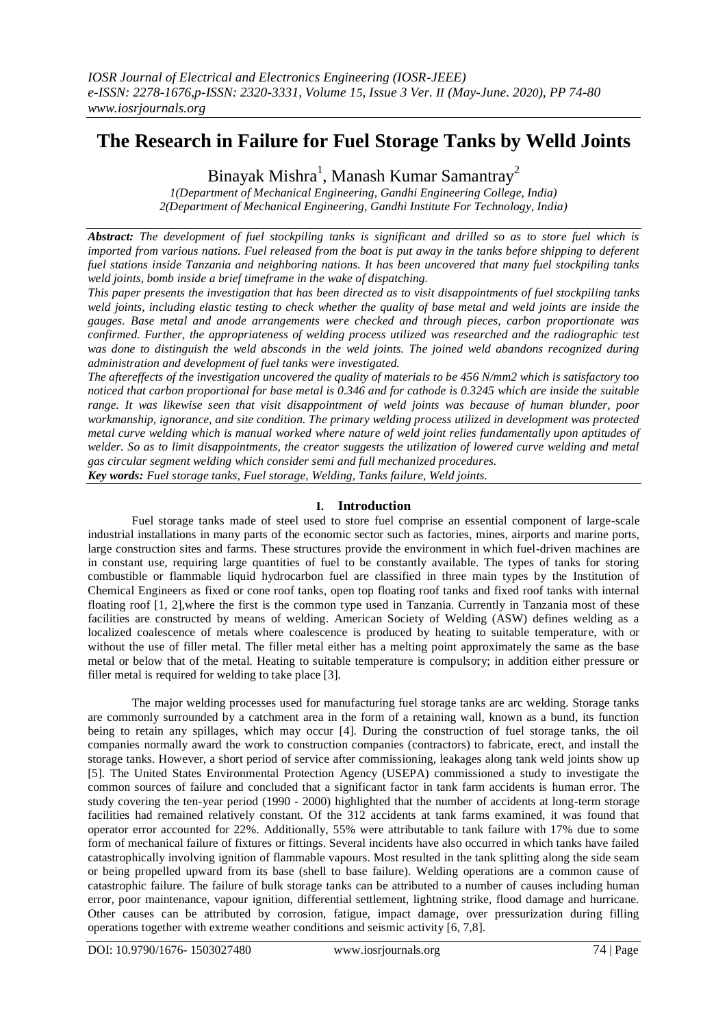# The Research in Failure for Fuel Storage Tanks by Welld Joints

Binayak Mishra[1], Manash Kumar Samantray[2]

*1(Department of Mechanical Engineering, Gandhi Engineering College, India)*
*2(Department of Mechanical Engineering, Gandhi Institute For Technology, India)*

***Abstract:*** *The development of fuel stockpiling tanks is significant and drilled so as to store fuel which is imported from various nations. Fuel released from the boat is put away in the tanks before shipping to deferent fuel stations inside Tanzania and neighboring nations. It has been uncovered that many fuel stockpiling tanks weld joints, bomb inside a brief timeframe in the wake of dispatching.*

*This paper presents the investigation that has been directed as to visit disappointments of fuel stockpiling tanks weld joints, including elastic testing to check whether the quality of base metal and weld joints are inside the gauges. Base metal and anode arrangements were checked and through pieces, carbon proportionate was confirmed. Further, the appropriateness of welding process utilized was researched and the radiographic test was done to distinguish the weld absconds in the weld joints. The joined weld abandons recognized during administration and development of fuel tanks were investigated.*

*The aftereffects of the investigation uncovered the quality of materials to be 456 N/mm2 which is satisfactory too noticed that carbon proportional for base metal is 0.346 and for cathode is 0.3245 which are inside the suitable range. It was likewise seen that visit disappointment of weld joints was because of human blunder, poor workmanship, ignorance, and site condition. The primary welding process utilized in development was protected metal curve welding which is manual worked where nature of weld joint relies fundamentally upon aptitudes of welder. So as to limit disappointments, the creator suggests the utilization of lowered curve welding and metal gas circular segment welding which consider semi and full mechanized procedures.*

***Key words:*** *Fuel storage tanks, Fuel storage, Welding, Tanks failure, Weld joints.*

## I. Introduction

Fuel storage tanks made of steel used to store fuel comprise an essential component of large-scale industrial installations in many parts of the economic sector such as factories, mines, airports and marine ports, large construction sites and farms. These structures provide the environment in which fuel-driven machines are in constant use, requiring large quantities of fuel to be constantly available. The types of tanks for storing combustible or flammable liquid hydrocarbon fuel are classified in three main types by the Institution of Chemical Engineers as fixed or cone roof tanks, open top floating roof tanks and fixed roof tanks with internal floating roof [1, 2],where the first is the common type used in Tanzania. Currently in Tanzania most of these facilities are constructed by means of welding. American Society of Welding (ASW) defines welding as a localized coalescence of metals where coalescence is produced by heating to suitable temperature, with or without the use of filler metal. The filler metal either has a melting point approximately the same as the base metal or below that of the metal. Heating to suitable temperature is compulsory; in addition either pressure or filler metal is required for welding to take place [3].

The major welding processes used for manufacturing fuel storage tanks are arc welding. Storage tanks are commonly surrounded by a catchment area in the form of a retaining wall, known as a bund, its function being to retain any spillages, which may occur [4]. During the construction of fuel storage tanks, the oil companies normally award the work to construction companies (contractors) to fabricate, erect, and install the storage tanks. However, a short period of service after commissioning, leakages along tank weld joints show up [5]. The United States Environmental Protection Agency (USEPA) commissioned a study to investigate the common sources of failure and concluded that a significant factor in tank farm accidents is human error. The study covering the ten-year period (1990 - 2000) highlighted that the number of accidents at long-term storage facilities had remained relatively constant. Of the 312 accidents at tank farms examined, it was found that operator error accounted for 22%. Additionally, 55% were attributable to tank failure with 17% due to some form of mechanical failure of fixtures or fittings. Several incidents have also occurred in which tanks have failed catastrophically involving ignition of flammable vapours. Most resulted in the tank splitting along the side seam or being propelled upward from its base (shell to base failure). Welding operations are a common cause of catastrophic failure. The failure of bulk storage tanks can be attributed to a number of causes including human error, poor maintenance, vapour ignition, differential settlement, lightning strike, flood damage and hurricane. Other causes can be attributed by corrosion, fatigue, impact damage, over pressurization during filling operations together with extreme weather conditions and seismic activity [6, 7,8].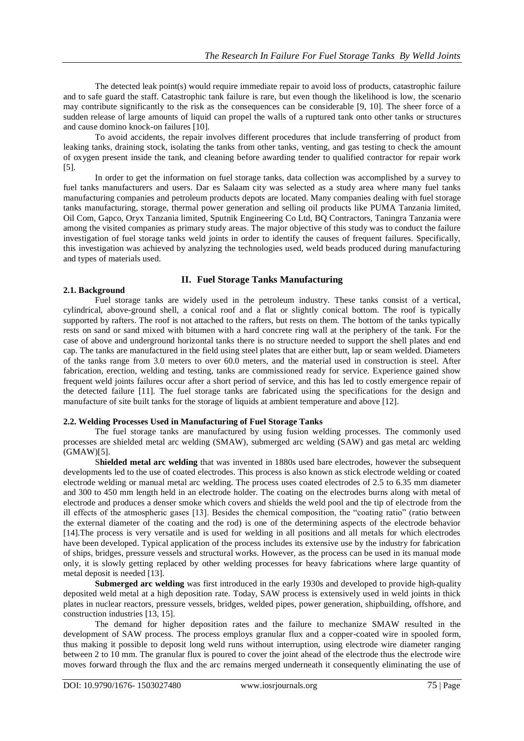The detected leak point(s) would require immediate repair to avoid loss of products, catastrophic failure and to safe guard the staff. Catastrophic tank failure is rare, but even though the likelihood is low, the scenario may contribute significantly to the risk as the consequences can be considerable [9, 10]. The sheer force of a sudden release of large amounts of liquid can propel the walls of a ruptured tank onto other tanks or structures and cause domino knock-on failures [10].

To avoid accidents, the repair involves different procedures that include transferring of product from leaking tanks, draining stock, isolating the tanks from other tanks, venting, and gas testing to check the amount of oxygen present inside the tank, and cleaning before awarding tender to qualified contractor for repair work [5].

In order to get the information on fuel storage tanks, data collection was accomplished by a survey to fuel tanks manufacturers and users. Dar es Salaam city was selected as a study area where many fuel tanks manufacturing companies and petroleum products depots are located. Many companies dealing with fuel storage tanks manufacturing, storage, thermal power generation and selling oil products like PUMA Tanzania limited, Oil Com, Gapco, Oryx Tanzania limited, Sputnik Engineering Co Ltd, BQ Contractors, Taningra Tanzania were among the visited companies as primary study areas. The major objective of this study was to conduct the failure investigation of fuel storage tanks weld joints in order to identify the causes of frequent failures. Specifically, this investigation was achieved by analyzing the technologies used, weld beads produced during manufacturing and types of materials used.

## II. Fuel Storage Tanks Manufacturing

### 2.1. Background

Fuel storage tanks are widely used in the petroleum industry. These tanks consist of a vertical, cylindrical, above-ground shell, a conical roof and a flat or slightly conical bottom. The roof is typically supported by rafters. The roof is not attached to the rafters, but rests on them. The bottom of the tanks typically rests on sand or sand mixed with bitumen with a hard concrete ring wall at the periphery of the tank. For the case of above and underground horizontal tanks there is no structure needed to support the shell plates and end cap. The tanks are manufactured in the field using steel plates that are either butt, lap or seam welded. Diameters of the tanks range from 3.0 meters to over 60.0 meters, and the material used in construction is steel. After fabrication, erection, welding and testing, tanks are commissioned ready for service. Experience gained show frequent weld joints failures occur after a short period of service, and this has led to costly emergence repair of the detected failure [11]. The fuel storage tanks are fabricated using the specifications for the design and manufacture of site built tanks for the storage of liquids at ambient temperature and above [12].

### 2.2. Welding Processes Used in Manufacturing of Fuel Storage Tanks

The fuel storage tanks are manufactured by using fusion welding processes. The commonly used processes are shielded metal arc welding (SMAW), submerged arc welding (SAW) and gas metal arc welding (GMAW)[5].

S**hielded metal arc welding** that was invented in 1880s used bare electrodes, however the subsequent developments led to the use of coated electrodes. This process is also known as stick electrode welding or coated electrode welding or manual metal arc welding. The process uses coated electrodes of 2.5 to 6.35 mm diameter and 300 to 450 mm length held in an electrode holder. The coating on the electrodes burns along with metal of electrode and produces a denser smoke which covers and shields the weld pool and the tip of electrode from the ill effects of the atmospheric gases [13]. Besides the chemical composition, the "coating ratio" (ratio between the external diameter of the coating and the rod) is one of the determining aspects of the electrode behavior [14].The process is very versatile and is used for welding in all positions and all metals for which electrodes have been developed. Typical application of the process includes its extensive use by the industry for fabrication of ships, bridges, pressure vessels and structural works. However, as the process can be used in its manual mode only, it is slowly getting replaced by other welding processes for heavy fabrications where large quantity of metal deposit is needed [13].

**Submerged arc welding** was first introduced in the early 1930s and developed to provide high-quality deposited weld metal at a high deposition rate. Today, SAW process is extensively used in weld joints in thick plates in nuclear reactors, pressure vessels, bridges, welded pipes, power generation, shipbuilding, offshore, and construction industries [13, 15].

The demand for higher deposition rates and the failure to mechanize SMAW resulted in the development of SAW process. The process employs granular flux and a copper-coated wire in spooled form, thus making it possible to deposit long weld runs without interruption, using electrode wire diameter ranging between 2 to 10 mm. The granular flux is poured to cover the joint ahead of the electrode thus the electrode wire moves forward through the flux and the arc remains merged underneath it consequently eliminating the use of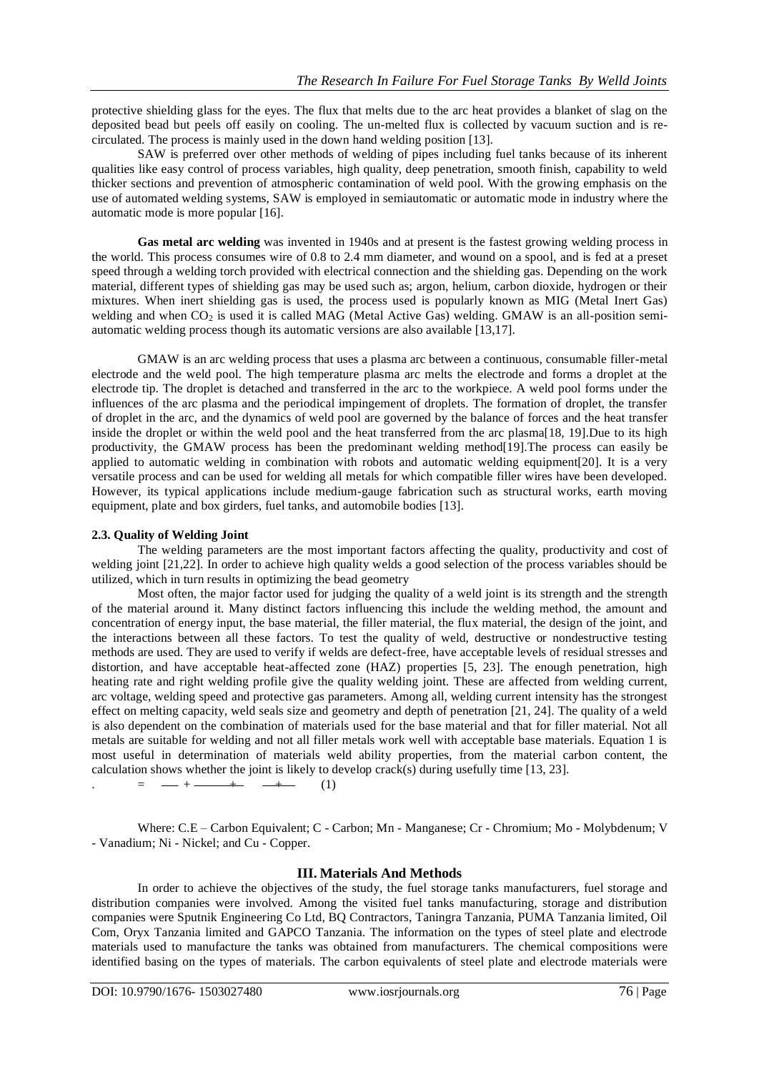protective shielding glass for the eyes. The flux that melts due to the arc heat provides a blanket of slag on the deposited bead but peels off easily on cooling. The un-melted flux is collected by vacuum suction and is re-circulated. The process is mainly used in the down hand welding position [13].

SAW is preferred over other methods of welding of pipes including fuel tanks because of its inherent qualities like easy control of process variables, high quality, deep penetration, smooth finish, capability to weld thicker sections and prevention of atmospheric contamination of weld pool. With the growing emphasis on the use of automated welding systems, SAW is employed in semiautomatic or automatic mode in industry where the automatic mode is more popular [16].

**Gas metal arc welding** was invented in 1940s and at present is the fastest growing welding process in the world. This process consumes wire of 0.8 to 2.4 mm diameter, and wound on a spool, and is fed at a preset speed through a welding torch provided with electrical connection and the shielding gas. Depending on the work material, different types of shielding gas may be used such as; argon, helium, carbon dioxide, hydrogen or their mixtures. When inert shielding gas is used, the process used is popularly known as MIG (Metal Inert Gas) welding and when $CO_2$ is used it is called MAG (Metal Active Gas) welding. GMAW is an all-position semi-automatic welding process though its automatic versions are also available [13,17].

GMAW is an arc welding process that uses a plasma arc between a continuous, consumable filler-metal electrode and the weld pool. The high temperature plasma arc melts the electrode and forms a droplet at the electrode tip. The droplet is detached and transferred in the arc to the workpiece. A weld pool forms under the influences of the arc plasma and the periodical impingement of droplets. The formation of droplet, the transfer of droplet in the arc, and the dynamics of weld pool are governed by the balance of forces and the heat transfer inside the droplet or within the weld pool and the heat transferred from the arc plasma[18, 19].Due to its high productivity, the GMAW process has been the predominant welding method[19].The process can easily be applied to automatic welding in combination with robots and automatic welding equipment[20]. It is a very versatile process and can be used for welding all metals for which compatible filler wires have been developed. However, its typical applications include medium-gauge fabrication such as structural works, earth moving equipment, plate and box girders, fuel tanks, and automobile bodies [13].

### 2.3. Quality of Welding Joint

The welding parameters are the most important factors affecting the quality, productivity and cost of welding joint [21,22]. In order to achieve high quality welds a good selection of the process variables should be utilized, which in turn results in optimizing the bead geometry

Most often, the major factor used for judging the quality of a weld joint is its strength and the strength of the material around it. Many distinct factors influencing this include the welding method, the amount and concentration of energy input, the base material, the filler material, the flux material, the design of the joint, and the interactions between all these factors. To test the quality of weld, destructive or nondestructive testing methods are used. They are used to verify if welds are defect-free, have acceptable levels of residual stresses and distortion, and have acceptable heat-affected zone (HAZ) properties [5, 23]. The enough penetration, high heating rate and right welding profile give the quality welding joint. These are affected from welding current, arc voltage, welding speed and protective gas parameters. Among all, welding current intensity has the strongest effect on melting capacity, weld seals size and geometry and depth of penetration [21, 24]. The quality of a weld is also dependent on the combination of materials used for the base material and that for filler material. Not all metals are suitable for welding and not all filler metals work well with acceptable base materials. Equation 1 is most useful in determination of materials weld ability properties, from the material carbon content, the calculation shows whether the joint is likely to develop crack(s) during usefully time [13, 23].

. = — + —— + — + — (1)

Where: C.E – Carbon Equivalent; C - Carbon; Mn - Manganese; Cr - Chromium; Mo - Molybdenum; V - Vanadium; Ni - Nickel; and Cu - Copper.

## III. Materials And Methods

In order to achieve the objectives of the study, the fuel storage tanks manufacturers, fuel storage and distribution companies were involved. Among the visited fuel tanks manufacturing, storage and distribution companies were Sputnik Engineering Co Ltd, BQ Contractors, Taningra Tanzania, PUMA Tanzania limited, Oil Com, Oryx Tanzania limited and GAPCO Tanzania. The information on the types of steel plate and electrode materials used to manufacture the tanks was obtained from manufacturers. The chemical compositions were identified basing on the types of materials. The carbon equivalents of steel plate and electrode materials were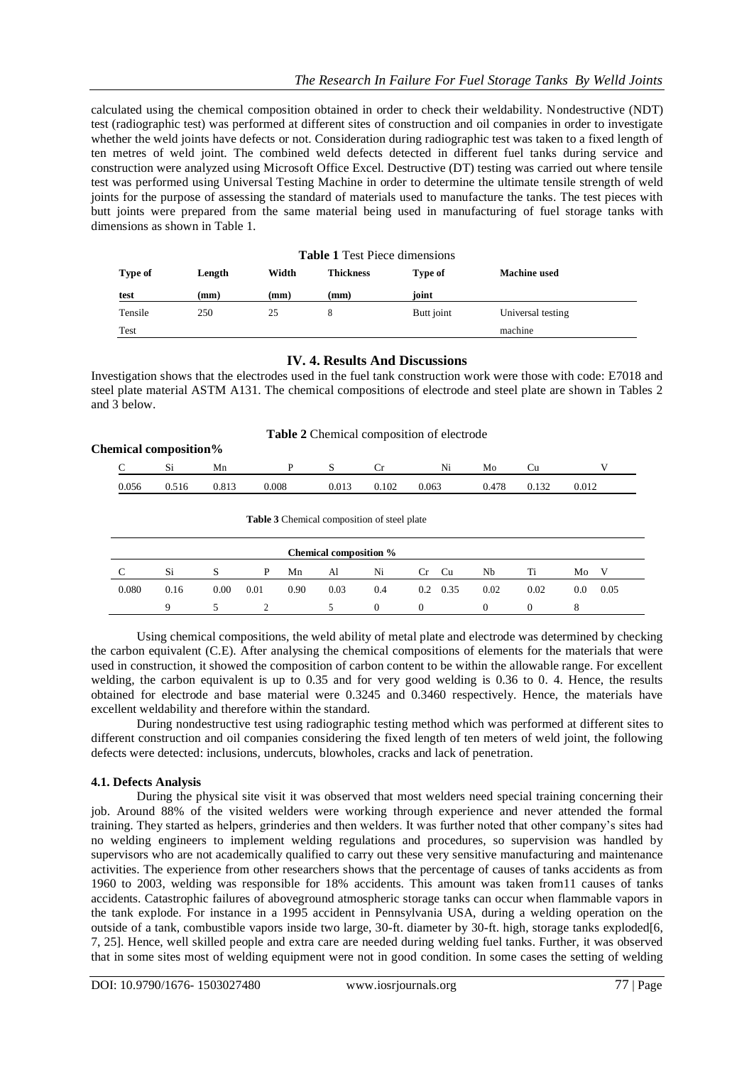calculated using the chemical composition obtained in order to check their weldability. Nondestructive (NDT) test (radiographic test) was performed at different sites of construction and oil companies in order to investigate whether the weld joints have defects or not. Consideration during radiographic test was taken to a fixed length of ten metres of weld joint. The combined weld defects detected in different fuel tanks during service and construction were analyzed using Microsoft Office Excel. Destructive (DT) testing was carried out where tensile test was performed using Universal Testing Machine in order to determine the ultimate tensile strength of weld joints for the purpose of assessing the standard of materials used to manufacture the tanks. The test pieces with butt joints were prepared from the same material being used in manufacturing of fuel storage tanks with dimensions as shown in Table 1.

**Table 1** Test Piece dimensions

| Type of test | Length (mm) | Width (mm) | Thickness (mm) | Type of joint | Machine used |
|---|---|---|---|---|---|
| Tensile Test | 250 | 25 | 8 | Butt joint | Universal testing machine |

## IV. 4. Results And Discussions

Investigation shows that the electrodes used in the fuel tank construction work were those with code: E7018 and steel plate material ASTM A131. The chemical compositions of electrode and steel plate are shown in Tables 2 and 3 below.

**Table 2** Chemical composition of electrode

**Chemical composition%**

| C | Si | Mn | P | S | Cr | Ni | Mo | Cu | V |
|---|---|---|---|---|---|---|---|---|---|
| 0.056 | 0.516 | 0.813 | 0.008 | 0.013 | 0.102 | 0.063 | 0.478 | 0.132 | 0.012 |

**Table 3** Chemical composition of steel plate

| Chemical composition % | | | | | | | | | | | | |
|---|---|---|---|---|---|---|---|---|---|---|---|---|
| C | Si | S | P | Mn | Al | Ni | Cr | Cu | Nb | Ti | Mo | V |
| 0.080 | 0.169 | 0.005 | 0.012 | 0.90 | 0.035 | 0.40 | 0.20 | 0.35 | 0.020 | 0.020 | 0.08 | 0.05 |

Using chemical compositions, the weld ability of metal plate and electrode was determined by checking the carbon equivalent (C.E). After analysing the chemical compositions of elements for the materials that were used in construction, it showed the composition of carbon content to be within the allowable range. For excellent welding, the carbon equivalent is up to 0.35 and for very good welding is 0.36 to 0. 4. Hence, the results obtained for electrode and base material were 0.3245 and 0.3460 respectively. Hence, the materials have excellent weldability and therefore within the standard.

During nondestructive test using radiographic testing method which was performed at different sites to different construction and oil companies considering the fixed length of ten meters of weld joint, the following defects were detected: inclusions, undercuts, blowholes, cracks and lack of penetration.

### 4.1. Defects Analysis

During the physical site visit it was observed that most welders need special training concerning their job. Around 88% of the visited welders were working through experience and never attended the formal training. They started as helpers, grinderies and then welders. It was further noted that other company's sites had no welding engineers to implement welding regulations and procedures, so supervision was handled by supervisors who are not academically qualified to carry out these very sensitive manufacturing and maintenance activities. The experience from other researchers shows that the percentage of causes of tanks accidents as from 1960 to 2003, welding was responsible for 18% accidents. This amount was taken from11 causes of tanks accidents. Catastrophic failures of aboveground atmospheric storage tanks can occur when flammable vapors in the tank explode. For instance in a 1995 accident in Pennsylvania USA, during a welding operation on the outside of a tank, combustible vapors inside two large, 30-ft. diameter by 30-ft. high, storage tanks exploded[6, 7, 25]. Hence, well skilled people and extra care are needed during welding fuel tanks. Further, it was observed that in some sites most of welding equipment were not in good condition. In some cases the setting of welding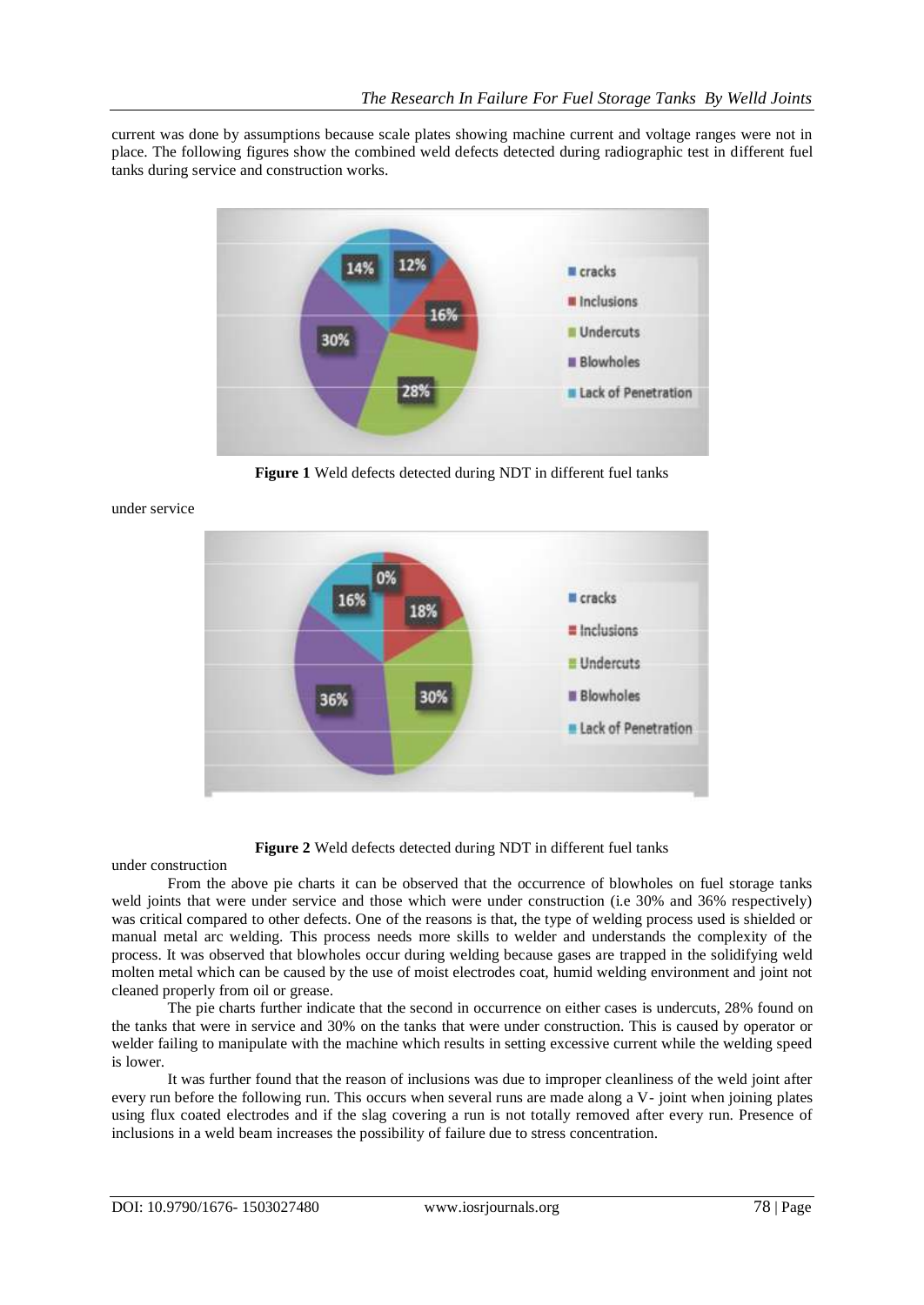current was done by assumptions because scale plates showing machine current and voltage ranges were not in place. The following figures show the combined weld defects detected during radiographic test in different fuel tanks during service and construction works.

**Figure 1** Weld defects detected during NDT in different fuel tanks under service

**Figure 2** Weld defects detected during NDT in different fuel tanks under construction

From the above pie charts it can be observed that the occurrence of blowholes on fuel storage tanks weld joints that were under service and those which were under construction (i.e 30% and 36% respectively) was critical compared to other defects. One of the reasons is that, the type of welding process used is shielded or manual metal arc welding. This process needs more skills to welder and understands the complexity of the process. It was observed that blowholes occur during welding because gases are trapped in the solidifying weld molten metal which can be caused by the use of moist electrodes coat, humid welding environment and joint not cleaned properly from oil or grease.

The pie charts further indicate that the second in occurrence on either cases is undercuts, 28% found on the tanks that were in service and 30% on the tanks that were under construction. This is caused by operator or welder failing to manipulate with the machine which results in setting excessive current while the welding speed is lower.

It was further found that the reason of inclusions was due to improper cleanliness of the weld joint after every run before the following run. This occurs when several runs are made along a V- joint when joining plates using flux coated electrodes and if the slag covering a run is not totally removed after every run. Presence of inclusions in a weld beam increases the possibility of failure due to stress concentration.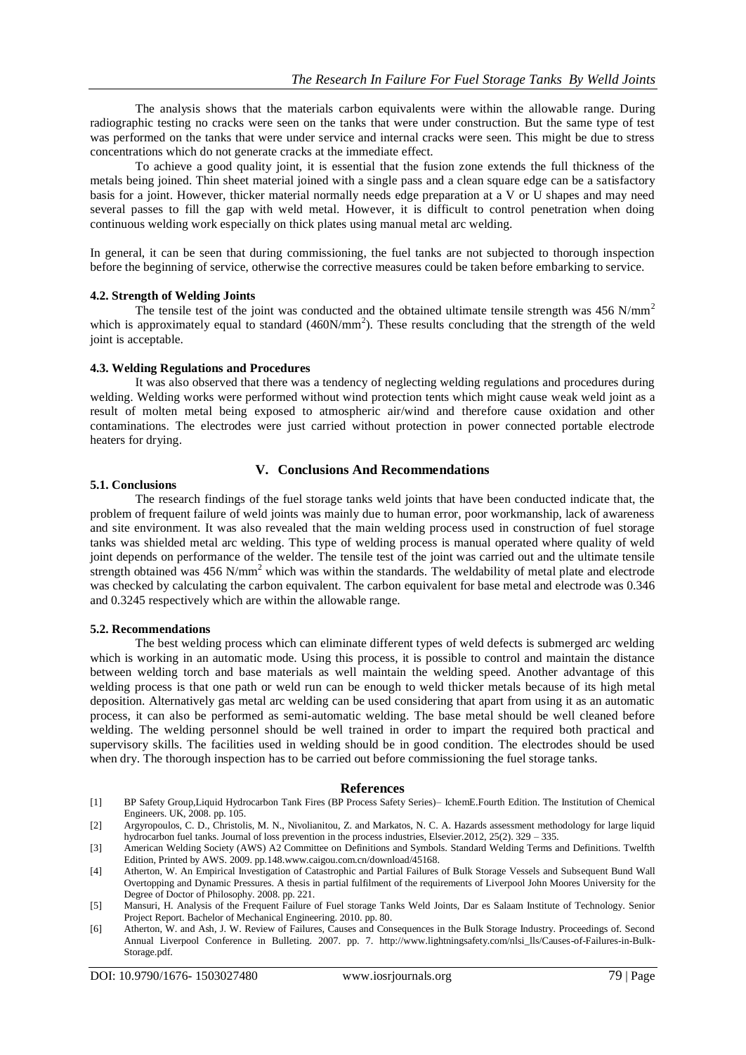The analysis shows that the materials carbon equivalents were within the allowable range. During radiographic testing no cracks were seen on the tanks that were under construction. But the same type of test was performed on the tanks that were under service and internal cracks were seen. This might be due to stress concentrations which do not generate cracks at the immediate effect.

To achieve a good quality joint, it is essential that the fusion zone extends the full thickness of the metals being joined. Thin sheet material joined with a single pass and a clean square edge can be a satisfactory basis for a joint. However, thicker material normally needs edge preparation at a V or U shapes and may need several passes to fill the gap with weld metal. However, it is difficult to control penetration when doing continuous welding work especially on thick plates using manual metal arc welding.

In general, it can be seen that during commissioning, the fuel tanks are not subjected to thorough inspection before the beginning of service, otherwise the corrective measures could be taken before embarking to service.

### 4.2. Strength of Welding Joints

The tensile test of the joint was conducted and the obtained ultimate tensile strength was 456 $N/mm^2$ which is approximately equal to standard (460$N/mm^2$). These results concluding that the strength of the weld joint is acceptable.

### 4.3. Welding Regulations and Procedures

It was also observed that there was a tendency of neglecting welding regulations and procedures during welding. Welding works were performed without wind protection tents which might cause weak weld joint as a result of molten metal being exposed to atmospheric air/wind and therefore cause oxidation and other contaminations. The electrodes were just carried without protection in power connected portable electrode heaters for drying.

## V. Conclusions And Recommendations

### 5.1. Conclusions

The research findings of the fuel storage tanks weld joints that have been conducted indicate that, the problem of frequent failure of weld joints was mainly due to human error, poor workmanship, lack of awareness and site environment. It was also revealed that the main welding process used in construction of fuel storage tanks was shielded metal arc welding. This type of welding process is manual operated where quality of weld joint depends on performance of the welder. The tensile test of the joint was carried out and the ultimate tensile strength obtained was 456 $N/mm^2$ which was within the standards. The weldability of metal plate and electrode was checked by calculating the carbon equivalent. The carbon equivalent for base metal and electrode was 0.346 and 0.3245 respectively which are within the allowable range.

### 5.2. Recommendations

The best welding process which can eliminate different types of weld defects is submerged arc welding which is working in an automatic mode. Using this process, it is possible to control and maintain the distance between welding torch and base materials as well maintain the welding speed. Another advantage of this welding process is that one path or weld run can be enough to weld thicker metals because of its high metal deposition. Alternatively gas metal arc welding can be used considering that apart from using it as an automatic process, it can also be performed as semi-automatic welding. The base metal should be well cleaned before welding. The welding personnel should be well trained in order to impart the required both practical and supervisory skills. The facilities used in welding should be in good condition. The electrodes should be used when dry. The thorough inspection has to be carried out before commissioning the fuel storage tanks.

## References

[1] BP Safety Group,Liquid Hydrocarbon Tank Fires (BP Process Safety Series)– IchemE.Fourth Edition. The Institution of Chemical Engineers. UK, 2008. pp. 105.

[2] Argyropoulos, C. D., Christolis, M. N., Nivolianitou, Z. and Markatos, N. C. A. Hazards assessment methodology for large liquid hydrocarbon fuel tanks. Journal of loss prevention in the process industries, Elsevier.2012, 25(2). 329 – 335.

[3] American Welding Society (AWS) A2 Committee on Definitions and Symbols. Standard Welding Terms and Definitions. Twelfth Edition, Printed by AWS. 2009. pp.148.www.caigou.com.cn/download/45168.

[4] Atherton, W. An Empirical Investigation of Catastrophic and Partial Failures of Bulk Storage Vessels and Subsequent Bund Wall Overtopping and Dynamic Pressures. A thesis in partial fulfilment of the requirements of Liverpool John Moores University for the Degree of Doctor of Philosophy. 2008. pp. 221.

[5] Mansuri, H. Analysis of the Frequent Failure of Fuel storage Tanks Weld Joints, Dar es Salaam Institute of Technology. Senior Project Report. Bachelor of Mechanical Engineering. 2010. pp. 80.

[6] Atherton, W. and Ash, J. W. Review of Failures, Causes and Consequences in the Bulk Storage Industry. Proceedings of. Second Annual Liverpool Conference in Bulleting. 2007. pp. 7. http://www.lightningsafety.com/nlsi_lls/Causes-of-Failures-in-Bulk-Storage.pdf.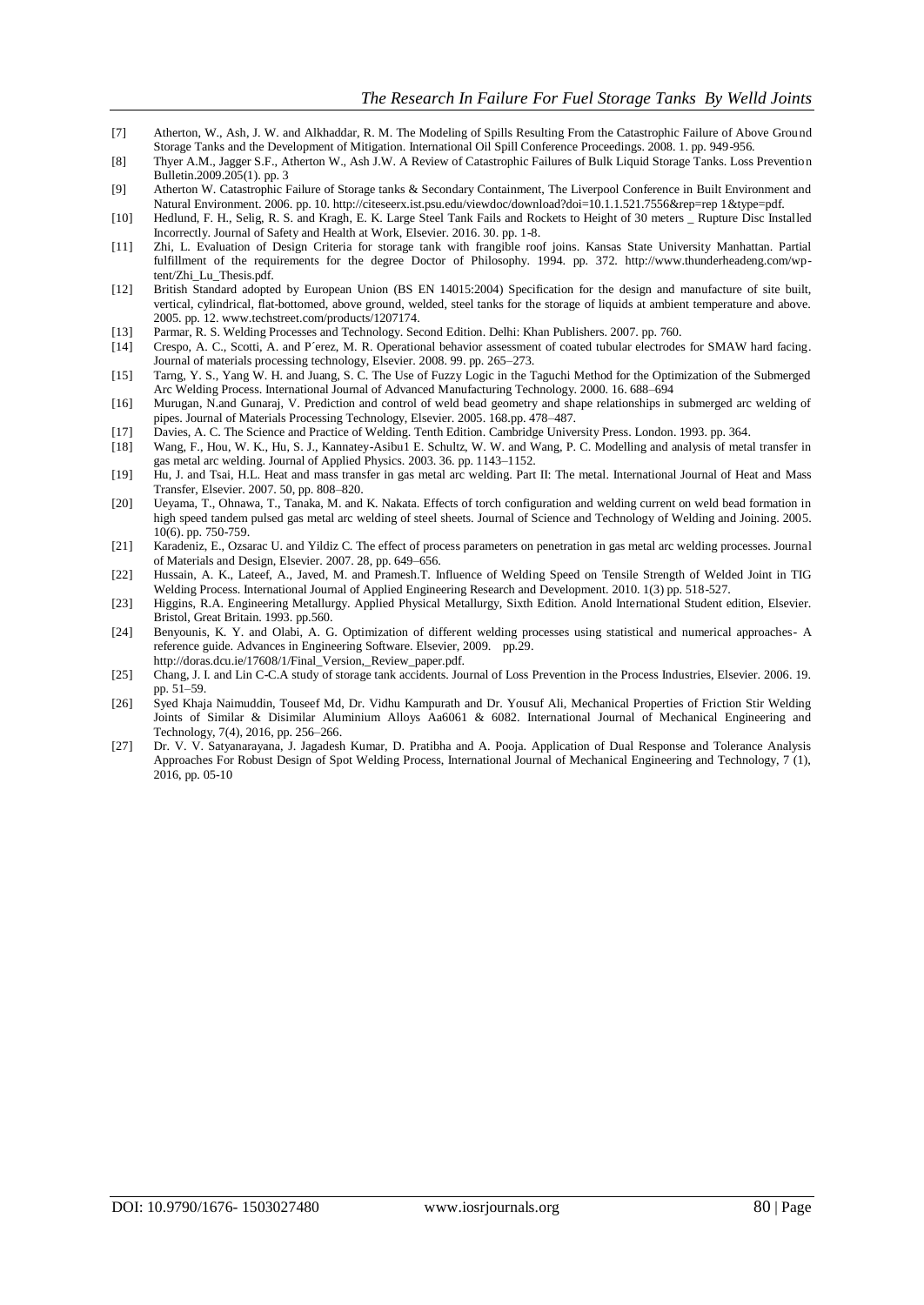[7] Atherton, W., Ash, J. W. and Alkhaddar, R. M. The Modeling of Spills Resulting From the Catastrophic Failure of Above Ground Storage Tanks and the Development of Mitigation. International Oil Spill Conference Proceedings. 2008. 1. pp. 949-956.

[8] Thyer A.M., Jagger S.F., Atherton W., Ash J.W. A Review of Catastrophic Failures of Bulk Liquid Storage Tanks. Loss Prevention Bulletin.2009.205(1). pp. 3

[9] Atherton W. Catastrophic Failure of Storage tanks & Secondary Containment, The Liverpool Conference in Built Environment and Natural Environment. 2006. pp. 10. http://citeseerx.ist.psu.edu/viewdoc/download?doi=10.1.1.521.7556&rep=rep 1&type=pdf.

[10] Hedlund, F. H., Selig, R. S. and Kragh, E. K. Large Steel Tank Fails and Rockets to Height of 30 meters _ Rupture Disc Installed Incorrectly. Journal of Safety and Health at Work, Elsevier. 2016. 30. pp. 1-8.

[11] Zhi, L. Evaluation of Design Criteria for storage tank with frangible roof joins. Kansas State University Manhattan. Partial fulfillment of the requirements for the degree Doctor of Philosophy. 1994. pp. 372. http://www.thunderheadeng.com/wp-tent/Zhi_Lu_Thesis.pdf.

[12] British Standard adopted by European Union (BS EN 14015:2004) Specification for the design and manufacture of site built, vertical, cylindrical, flat-bottomed, above ground, welded, steel tanks for the storage of liquids at ambient temperature and above. 2005. pp. 12. www.techstreet.com/products/1207174.

[13] Parmar, R. S. Welding Processes and Technology. Second Edition. Delhi: Khan Publishers. 2007. pp. 760.

[14] Crespo, A. C., Scotti, A. and P´erez, M. R. Operational behavior assessment of coated tubular electrodes for SMAW hard facing. Journal of materials processing technology, Elsevier. 2008. 99. pp. 265–273.

[15] Tarng, Y. S., Yang W. H. and Juang, S. C. The Use of Fuzzy Logic in the Taguchi Method for the Optimization of the Submerged Arc Welding Process. International Journal of Advanced Manufacturing Technology. 2000. 16. 688–694

[16] Murugan, N.and Gunaraj, V. Prediction and control of weld bead geometry and shape relationships in submerged arc welding of pipes. Journal of Materials Processing Technology, Elsevier. 2005. 168.pp. 478–487.

[17] Davies, A. C. The Science and Practice of Welding. Tenth Edition. Cambridge University Press. London. 1993. pp. 364.

[18] Wang, F., Hou, W. K., Hu, S. J., Kannatey-Asibu1 E. Schultz, W. W. and Wang, P. C. Modelling and analysis of metal transfer in gas metal arc welding. Journal of Applied Physics. 2003. 36. pp. 1143–1152.

[19] Hu, J. and Tsai, H.L. Heat and mass transfer in gas metal arc welding. Part II: The metal. International Journal of Heat and Mass Transfer, Elsevier. 2007. 50, pp. 808–820.

[20] Ueyama, T., Ohnawa, T., Tanaka, M. and K. Nakata. Effects of torch configuration and welding current on weld bead formation in high speed tandem pulsed gas metal arc welding of steel sheets. Journal of Science and Technology of Welding and Joining. 2005. 10(6). pp. 750-759.

[21] Karadeniz, E., Ozsarac U. and Yildiz C. The effect of process parameters on penetration in gas metal arc welding processes. Journal of Materials and Design, Elsevier. 2007. 28, pp. 649–656.

[22] Hussain, A. K., Lateef, A., Javed, M. and Pramesh.T. Influence of Welding Speed on Tensile Strength of Welded Joint in TIG Welding Process. International Journal of Applied Engineering Research and Development. 2010. 1(3) pp. 518-527.

[23] Higgins, R.A. Engineering Metallurgy. Applied Physical Metallurgy, Sixth Edition. Anold International Student edition, Elsevier. Bristol, Great Britain. 1993. pp.560.

[24] Benyounis, K. Y. and Olabi, A. G. Optimization of different welding processes using statistical and numerical approaches- A reference guide. Advances in Engineering Software. Elsevier, 2009. pp.29. http://doras.dcu.ie/17608/1/Final_Version,_Review_paper.pdf.

[25] Chang, J. I. and Lin C-C.A study of storage tank accidents. Journal of Loss Prevention in the Process Industries, Elsevier. 2006. 19. pp. 51–59.

[26] Syed Khaja Naimuddin, Touseef Md, Dr. Vidhu Kampurath and Dr. Yousuf Ali, Mechanical Properties of Friction Stir Welding Joints of Similar & Disimilar Aluminium Alloys Aa6061 & 6082. International Journal of Mechanical Engineering and Technology, 7(4), 2016, pp. 256–266.

[27] Dr. V. V. Satyanarayana, J. Jagadesh Kumar, D. Pratibha and A. Pooja. Application of Dual Response and Tolerance Analysis Approaches For Robust Design of Spot Welding Process, International Journal of Mechanical Engineering and Technology, 7 (1), 2016, pp. 05-10